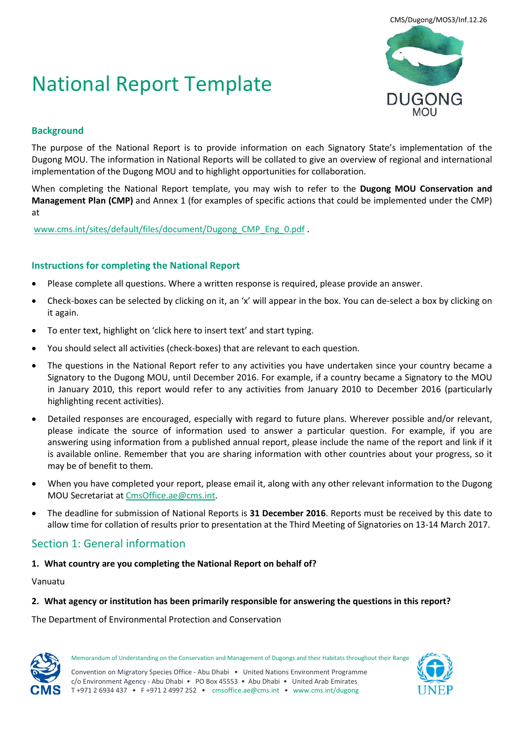CMS/Dugong/MOS3/Inf.12.26

# National Report Template

### Background

The purpose of the National Report is to provide information on each Signatory State's implementation of the Dugong MOU. The information in National Reports will be collated to give an overview of regional and international implementation of the Dugong MOU and to highlight opportunities for collaboration.

When completing the National Report template, you may wish to refer to the **Dugong MOU Conservation and Management Plan (CMP)** and Annex 1 (for examples of specific actions that could be implemented under the CMP) at

www.cms.int/sites/default/files/document/Dugong_CMP_Eng_0.pdf .

### Instructions for completing the National Report

- Please complete all questions. Where a written response is required, please provide an answer.
- Check-boxes can be selected by clicking on it, an 'x' will appear in the box. You can de-select a box by clicking on it again.
- To enter text, highlight on 'click here to insert text' and start typing.
- You should select all activities (check-boxes) that are relevant to each question.
- The questions in the National Report refer to any activities you have undertaken since your country became a Signatory to the Dugong MOU, until December 2016. For example, if a country became a Signatory to the MOU in January 2010, this report would refer to any activities from January 2010 to December 2016 (particularly highlighting recent activities).
- Detailed responses are encouraged, especially with regard to future plans. Wherever possible and/or relevant, please indicate the source of information used to answer a particular question. For example, if you are answering using information from a published annual report, please include the name of the report and link if it is available online. Remember that you are sharing information with other countries about your progress, so it may be of benefit to them.
- When you have completed your report, please email it, along with any other relevant information to the Dugong MOU Secretariat at CmsOffice.ae@cms.int.
- The deadline for submission of National Reports is **31 December 2016**. Reports must be received by this date to allow time for collation of results prior to presentation at the Third Meeting of Signatories on 13-14 March 2017.

## Section 1: General information

**1. What country are you completing the National Report on behalf of?**

Vanuatu

**2. What agency or institution has been primarily responsible for answering the questions in this report?**

The Department of Environmental Protection and Conservation

Memorandum of Understanding on the Conservation and Management of Dugongs and their Habitats throughout their Range

Convention on Migratory Species Office - Abu Dhabi • United Nations Environment Programme
c/o Environment Agency - Abu Dhabi • PO Box 45553 • Abu Dhabi • United Arab Emirates
T +971 2 6934 437 • F +971 2 4997 252 • cmsoffice.ae@cms.int • www.cms.int/dugong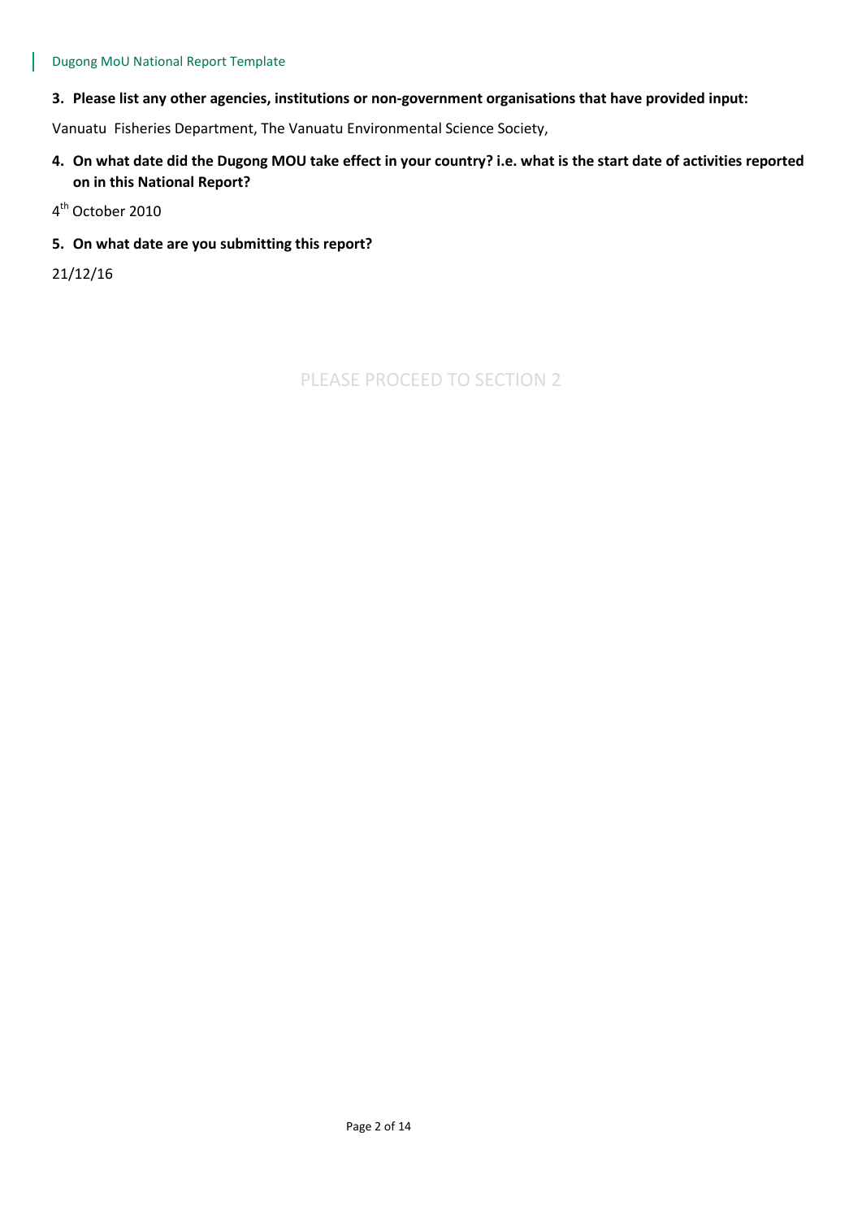**3. Please list any other agencies, institutions or non-government organisations that have provided input:**

Vanuatu Fisheries Department, The Vanuatu Environmental Science Society,

**4. On what date did the Dugong MOU take effect in your country? i.e. what is the start date of activities reported on in this National Report?**

4th October 2010

**5. On what date are you submitting this report?**

21/12/16

PLEASE PROCEED TO SECTION 2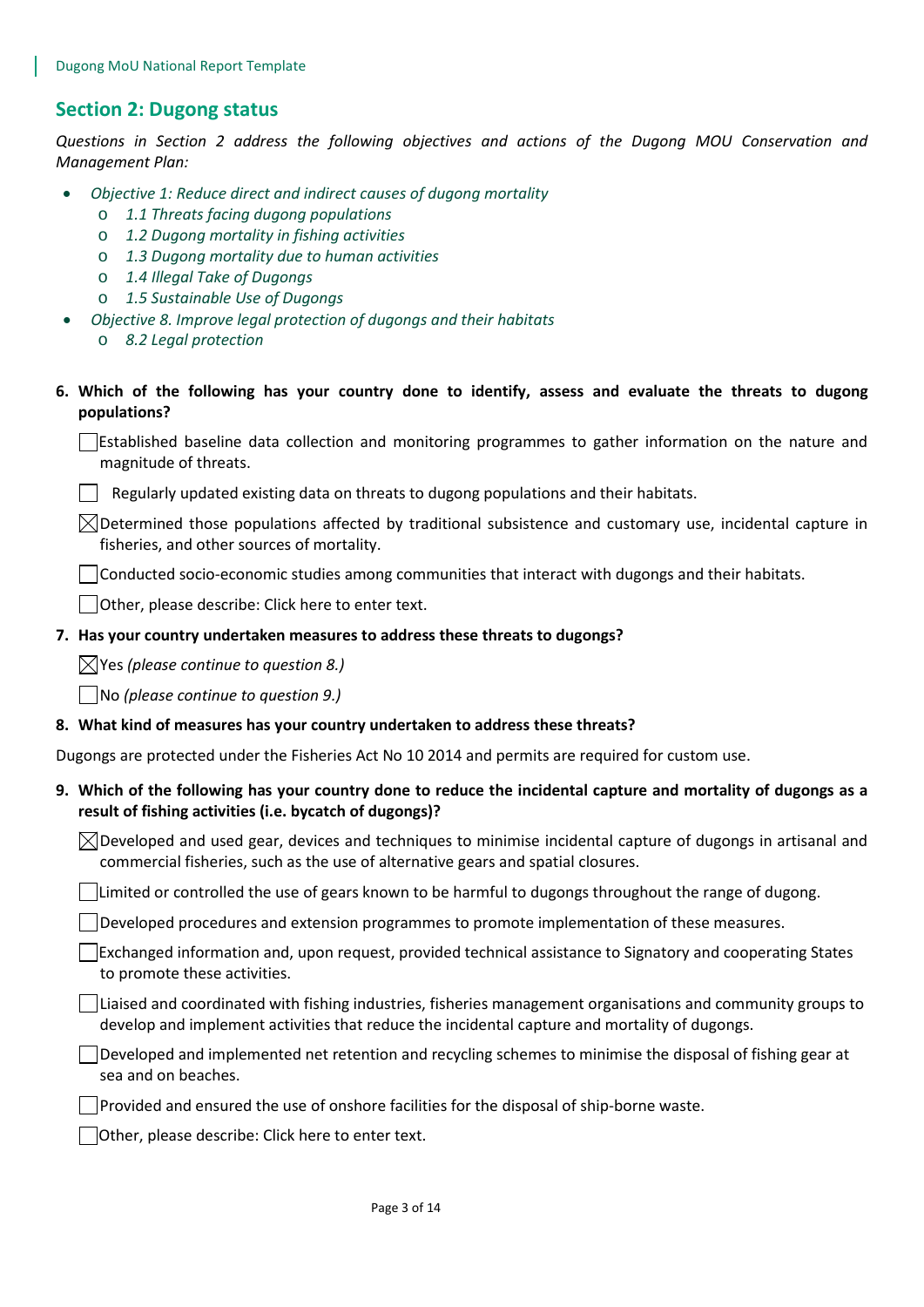## Section 2: Dugong status

*Questions in Section 2 address the following objectives and actions of the Dugong MOU Conservation and Management Plan:*

- *Objective 1: Reduce direct and indirect causes of dugong mortality*
  - *1.1 Threats facing dugong populations*
  - *1.2 Dugong mortality in fishing activities*
  - *1.3 Dugong mortality due to human activities*
  - *1.4 Illegal Take of Dugongs*
  - *1.5 Sustainable Use of Dugongs*
- *Objective 8. Improve legal protection of dugongs and their habitats*
  - *8.2 Legal protection*

**6. Which of the following has your country done to identify, assess and evaluate the threats to dugong populations?**

☐ Established baseline data collection and monitoring programmes to gather information on the nature and magnitude of threats.

☐ Regularly updated existing data on threats to dugong populations and their habitats.

☒ Determined those populations affected by traditional subsistence and customary use, incidental capture in fisheries, and other sources of mortality.

☐ Conducted socio-economic studies among communities that interact with dugongs and their habitats.

☐ Other, please describe: Click here to enter text.

**7. Has your country undertaken measures to address these threats to dugongs?**

☒ Yes *(please continue to question 8.)*

☐ No *(please continue to question 9.)*

**8. What kind of measures has your country undertaken to address these threats?**

Dugongs are protected under the Fisheries Act No 10 2014 and permits are required for custom use.

**9. Which of the following has your country done to reduce the incidental capture and mortality of dugongs as a result of fishing activities (i.e. bycatch of dugongs)?**

☒ Developed and used gear, devices and techniques to minimise incidental capture of dugongs in artisanal and commercial fisheries, such as the use of alternative gears and spatial closures.

☐ Limited or controlled the use of gears known to be harmful to dugongs throughout the range of dugong.

☐ Developed procedures and extension programmes to promote implementation of these measures.

☐ Exchanged information and, upon request, provided technical assistance to Signatory and cooperating States to promote these activities.

☐ Liaised and coordinated with fishing industries, fisheries management organisations and community groups to develop and implement activities that reduce the incidental capture and mortality of dugongs.

☐ Developed and implemented net retention and recycling schemes to minimise the disposal of fishing gear at sea and on beaches.

☐ Provided and ensured the use of onshore facilities for the disposal of ship-borne waste.

☐ Other, please describe: Click here to enter text.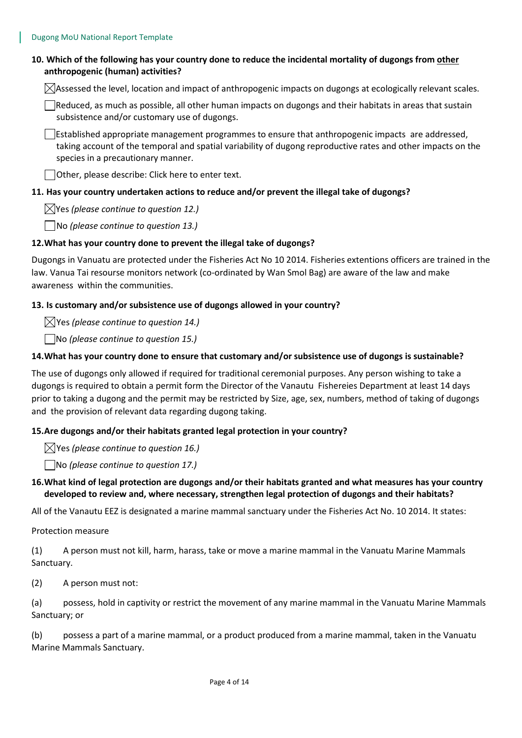**10. Which of the following has your country done to reduce the incidental mortality of dugongs from <u>other</u> anthropogenic (human) activities?**

☒ Assessed the level, location and impact of anthropogenic impacts on dugongs at ecologically relevant scales.

☐ Reduced, as much as possible, all other human impacts on dugongs and their habitats in areas that sustain subsistence and/or customary use of dugongs.

☐ Established appropriate management programmes to ensure that anthropogenic impacts are addressed, taking account of the temporal and spatial variability of dugong reproductive rates and other impacts on the species in a precautionary manner.

☐ Other, please describe: Click here to enter text.

**11. Has your country undertaken actions to reduce and/or prevent the illegal take of dugongs?**

☒ Yes *(please continue to question 12.)*

☐ No *(please continue to question 13.)*

**12. What has your country done to prevent the illegal take of dugongs?**

Dugongs in Vanuatu are protected under the Fisheries Act No 10 2014. Fisheries extentions officers are trained in the law. Vanua Tai resourse monitors network (co-ordinated by Wan Smol Bag) are aware of the law and make awareness within the communities.

**13. Is customary and/or subsistence use of dugongs allowed in your country?**

☒ Yes *(please continue to question 14.)*

☐ No *(please continue to question 15.)*

**14. What has your country done to ensure that customary and/or subsistence use of dugongs is sustainable?**

The use of dugongs only allowed if required for traditional ceremonial purposes. Any person wishing to take a dugongs is required to obtain a permit form the Director of the Vanautu Fishereies Department at least 14 days prior to taking a dugong and the permit may be restricted by Size, age, sex, numbers, method of taking of dugongs and the provision of relevant data regarding dugong taking.

**15. Are dugongs and/or their habitats granted legal protection in your country?**

☒ Yes *(please continue to question 16.)*

☐ No *(please continue to question 17.)*

**16. What kind of legal protection are dugongs and/or their habitats granted and what measures has your country developed to review and, where necessary, strengthen legal protection of dugongs and their habitats?**

All of the Vanautu EEZ is designated a marine mammal sanctuary under the Fisheries Act No. 10 2014. It states:

Protection measure

(1) A person must not kill, harm, harass, take or move a marine mammal in the Vanuatu Marine Mammals Sanctuary.

(2) A person must not:

(a) possess, hold in captivity or restrict the movement of any marine mammal in the Vanuatu Marine Mammals Sanctuary; or

(b) possess a part of a marine mammal, or a product produced from a marine mammal, taken in the Vanuatu Marine Mammals Sanctuary.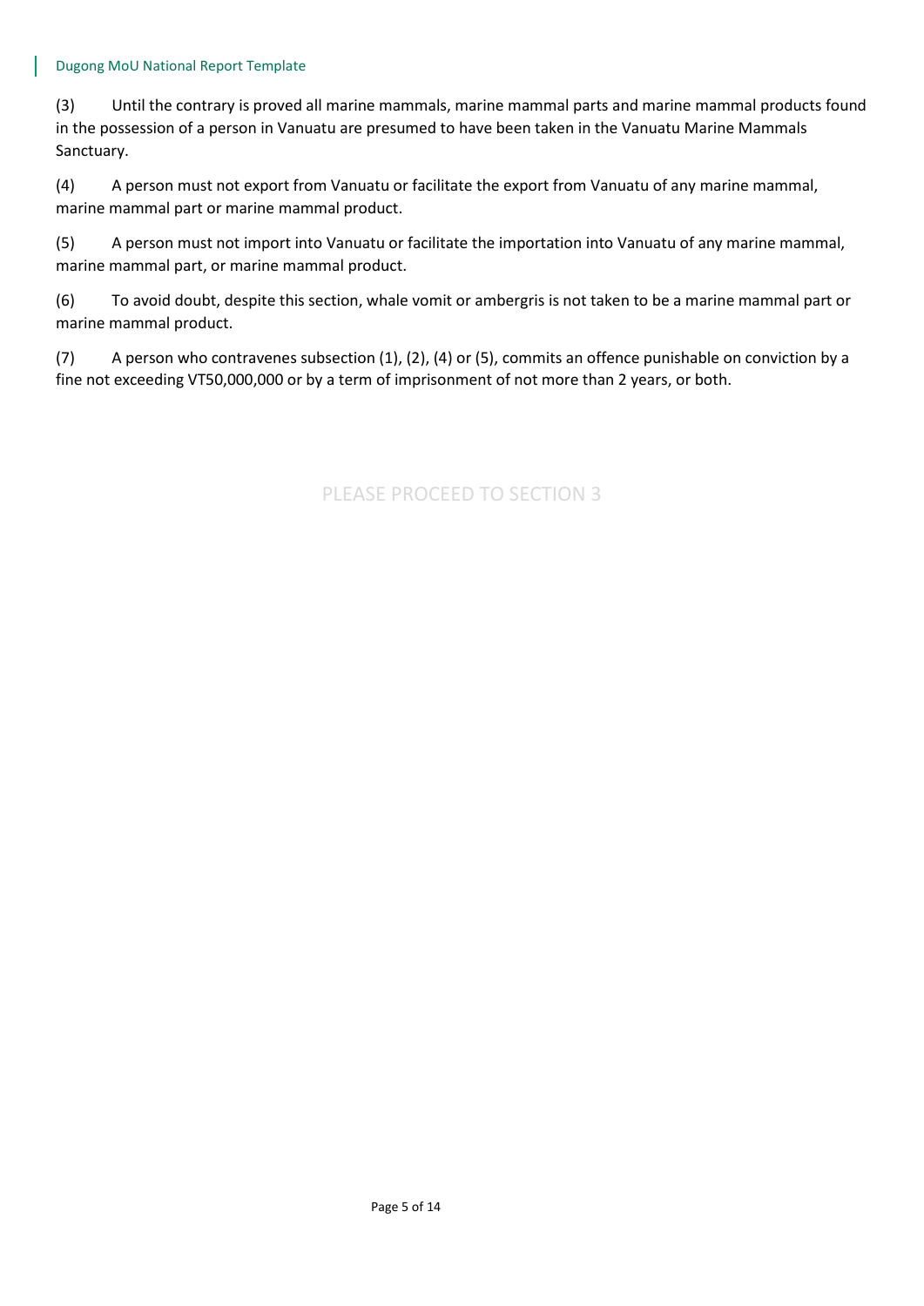(3) Until the contrary is proved all marine mammals, marine mammal parts and marine mammal products found in the possession of a person in Vanuatu are presumed to have been taken in the Vanuatu Marine Mammals Sanctuary.

(4) A person must not export from Vanuatu or facilitate the export from Vanuatu of any marine mammal, marine mammal part or marine mammal product.

(5) A person must not import into Vanuatu or facilitate the importation into Vanuatu of any marine mammal, marine mammal part, or marine mammal product.

(6) To avoid doubt, despite this section, whale vomit or ambergris is not taken to be a marine mammal part or marine mammal product.

(7) A person who contravenes subsection (1), (2), (4) or (5), commits an offence punishable on conviction by a fine not exceeding VT50,000,000 or by a term of imprisonment of not more than 2 years, or both.

PLEASE PROCEED TO SECTION 3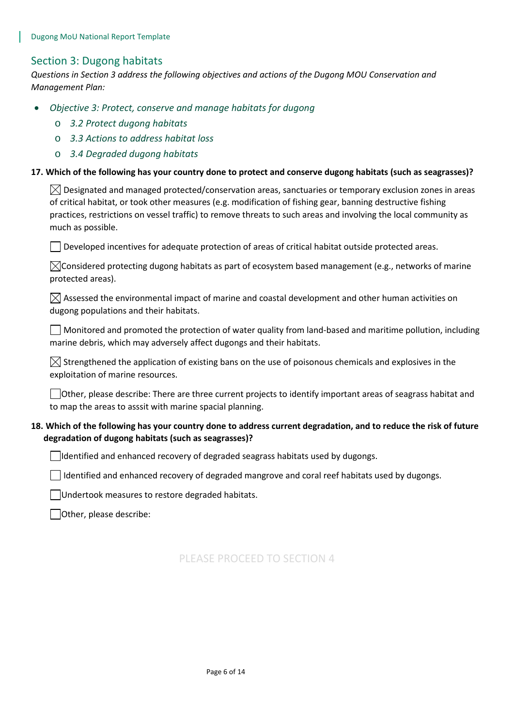## Section 3: Dugong habitats

*Questions in Section 3 address the following objectives and actions of the Dugong MOU Conservation and Management Plan:*

- *Objective 3: Protect, conserve and manage habitats for dugong*
  - *3.2 Protect dugong habitats*
  - *3.3 Actions to address habitat loss*
  - *3.4 Degraded dugong habitats*

**17. Which of the following has your country done to protect and conserve dugong habitats (such as seagrasses)?**

☒ Designated and managed protected/conservation areas, sanctuaries or temporary exclusion zones in areas of critical habitat, or took other measures (e.g. modification of fishing gear, banning destructive fishing practices, restrictions on vessel traffic) to remove threats to such areas and involving the local community as much as possible.

☐ Developed incentives for adequate protection of areas of critical habitat outside protected areas.

☒ Considered protecting dugong habitats as part of ecosystem based management (e.g., networks of marine protected areas).

☒ Assessed the environmental impact of marine and coastal development and other human activities on dugong populations and their habitats.

☐ Monitored and promoted the protection of water quality from land-based and maritime pollution, including marine debris, which may adversely affect dugongs and their habitats.

☒ Strengthened the application of existing bans on the use of poisonous chemicals and explosives in the exploitation of marine resources.

☐ Other, please describe: There are three current projects to identify important areas of seagrass habitat and to map the areas to assit with marine spacial planning.

**18. Which of the following has your country done to address current degradation, and to reduce the risk of future degradation of dugong habitats (such as seagrasses)?**

☐ Identified and enhanced recovery of degraded seagrass habitats used by dugongs.

☐ Identified and enhanced recovery of degraded mangrove and coral reef habitats used by dugongs.

☐ Undertook measures to restore degraded habitats.

☐ Other, please describe:

PLEASE PROCEED TO SECTION 4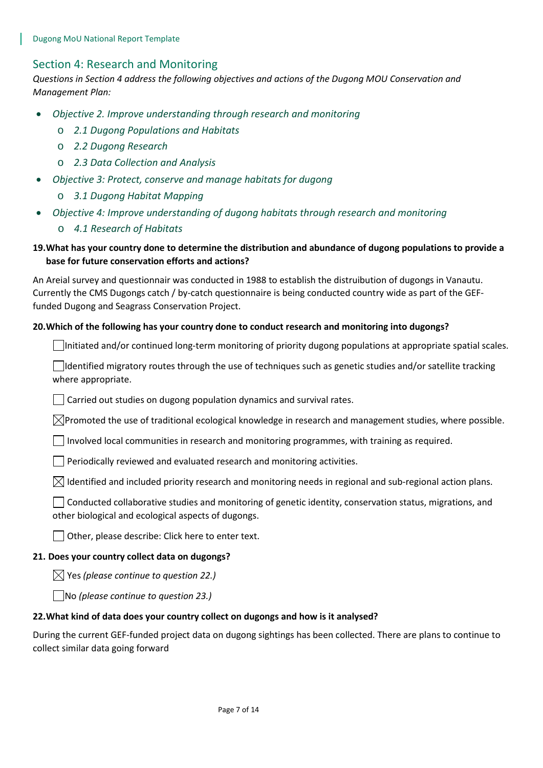## Section 4: Research and Monitoring

*Questions in Section 4 address the following objectives and actions of the Dugong MOU Conservation and Management Plan:*

- *Objective 2. Improve understanding through research and monitoring*
  - *2.1 Dugong Populations and Habitats*
  - *2.2 Dugong Research*
  - *2.3 Data Collection and Analysis*
- *Objective 3: Protect, conserve and manage habitats for dugong*
  - *3.1 Dugong Habitat Mapping*
- *Objective 4: Improve understanding of dugong habitats through research and monitoring*
  - *4.1 Research of Habitats*

**19. What has your country done to determine the distribution and abundance of dugong populations to provide a base for future conservation efforts and actions?**

An Areial survey and questionnair was conducted in 1988 to establish the distruibution of dugongs in Vanautu. Currently the CMS Dugongs catch / by-catch questionnaire is being conducted country wide as part of the GEF-funded Dugong and Seagrass Conservation Project.

**20. Which of the following has your country done to conduct research and monitoring into dugongs?**

☐ Initiated and/or continued long-term monitoring of priority dugong populations at appropriate spatial scales.

☐ Identified migratory routes through the use of techniques such as genetic studies and/or satellite tracking where appropriate.

☐ Carried out studies on dugong population dynamics and survival rates.

☒ Promoted the use of traditional ecological knowledge in research and management studies, where possible.

☐ Involved local communities in research and monitoring programmes, with training as required.

☐ Periodically reviewed and evaluated research and monitoring activities.

☒ Identified and included priority research and monitoring needs in regional and sub-regional action plans.

☐ Conducted collaborative studies and monitoring of genetic identity, conservation status, migrations, and other biological and ecological aspects of dugongs.

☐ Other, please describe: Click here to enter text.

**21. Does your country collect data on dugongs?**

☒ Yes *(please continue to question 22.)*

☐ No *(please continue to question 23.)*

**22. What kind of data does your country collect on dugongs and how is it analysed?**

During the current GEF-funded project data on dugong sightings has been collected. There are plans to continue to collect similar data going forward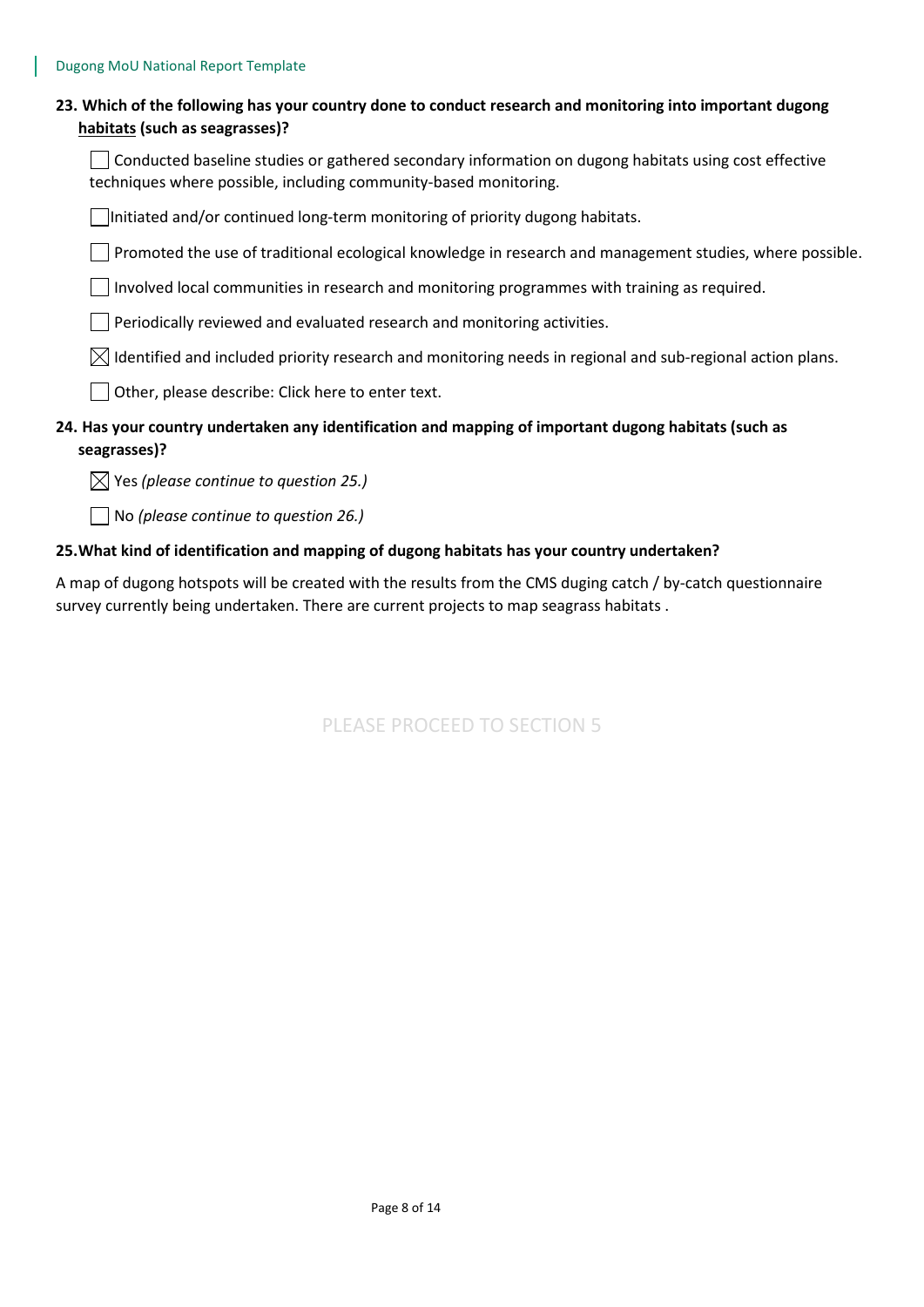**23. Which of the following has your country done to conduct research and monitoring into important dugong <u>habitats</u> (such as seagrasses)?**

- ☐ Conducted baseline studies or gathered secondary information on dugong habitats using cost effective techniques where possible, including community-based monitoring.
- ☐ Initiated and/or continued long-term monitoring of priority dugong habitats.
- ☐ Promoted the use of traditional ecological knowledge in research and management studies, where possible.
- ☐ Involved local communities in research and monitoring programmes with training as required.
- ☐ Periodically reviewed and evaluated research and monitoring activities.
- ☒ Identified and included priority research and monitoring needs in regional and sub-regional action plans.
- ☐ Other, please describe: Click here to enter text.

**24. Has your country undertaken any identification and mapping of important dugong habitats (such as seagrasses)?**

- ☒ Yes *(please continue to question 25.)*
- ☐ No *(please continue to question 26.)*

**25.What kind of identification and mapping of dugong habitats has your country undertaken?**

A map of dugong hotspots will be created with the results from the CMS duging catch / by-catch questionnaire survey currently being undertaken. There are current projects to map seagrass habitats .

PLEASE PROCEED TO SECTION 5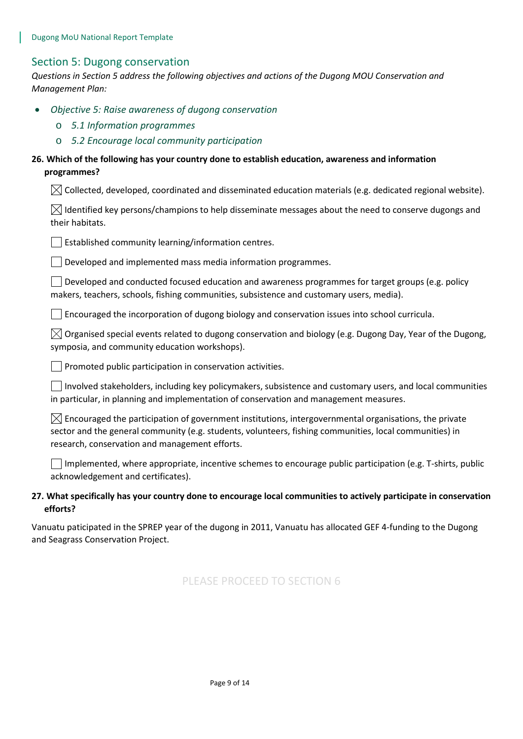## Section 5: Dugong conservation

*Questions in Section 5 address the following objectives and actions of the Dugong MOU Conservation and Management Plan:*

- *Objective 5: Raise awareness of dugong conservation*
  - *5.1 Information programmes*
  - *5.2 Encourage local community participation*

**26. Which of the following has your country done to establish education, awareness and information programmes?**

☒ Collected, developed, coordinated and disseminated education materials (e.g. dedicated regional website).

☒ Identified key persons/champions to help disseminate messages about the need to conserve dugongs and their habitats.

☐ Established community learning/information centres.

☐ Developed and implemented mass media information programmes.

☐ Developed and conducted focused education and awareness programmes for target groups (e.g. policy makers, teachers, schools, fishing communities, subsistence and customary users, media).

☐ Encouraged the incorporation of dugong biology and conservation issues into school curricula.

☒ Organised special events related to dugong conservation and biology (e.g. Dugong Day, Year of the Dugong, symposia, and community education workshops).

☐ Promoted public participation in conservation activities.

☐ Involved stakeholders, including key policymakers, subsistence and customary users, and local communities in particular, in planning and implementation of conservation and management measures.

☒ Encouraged the participation of government institutions, intergovernmental organisations, the private sector and the general community (e.g. students, volunteers, fishing communities, local communities) in research, conservation and management efforts.

☐ Implemented, where appropriate, incentive schemes to encourage public participation (e.g. T-shirts, public acknowledgement and certificates).

**27. What specifically has your country done to encourage local communities to actively participate in conservation efforts?**

Vanuatu paticipated in the SPREP year of the dugong in 2011, Vanuatu has allocated GEF 4-funding to the Dugong and Seagrass Conservation Project.

PLEASE PROCEED TO SECTION 6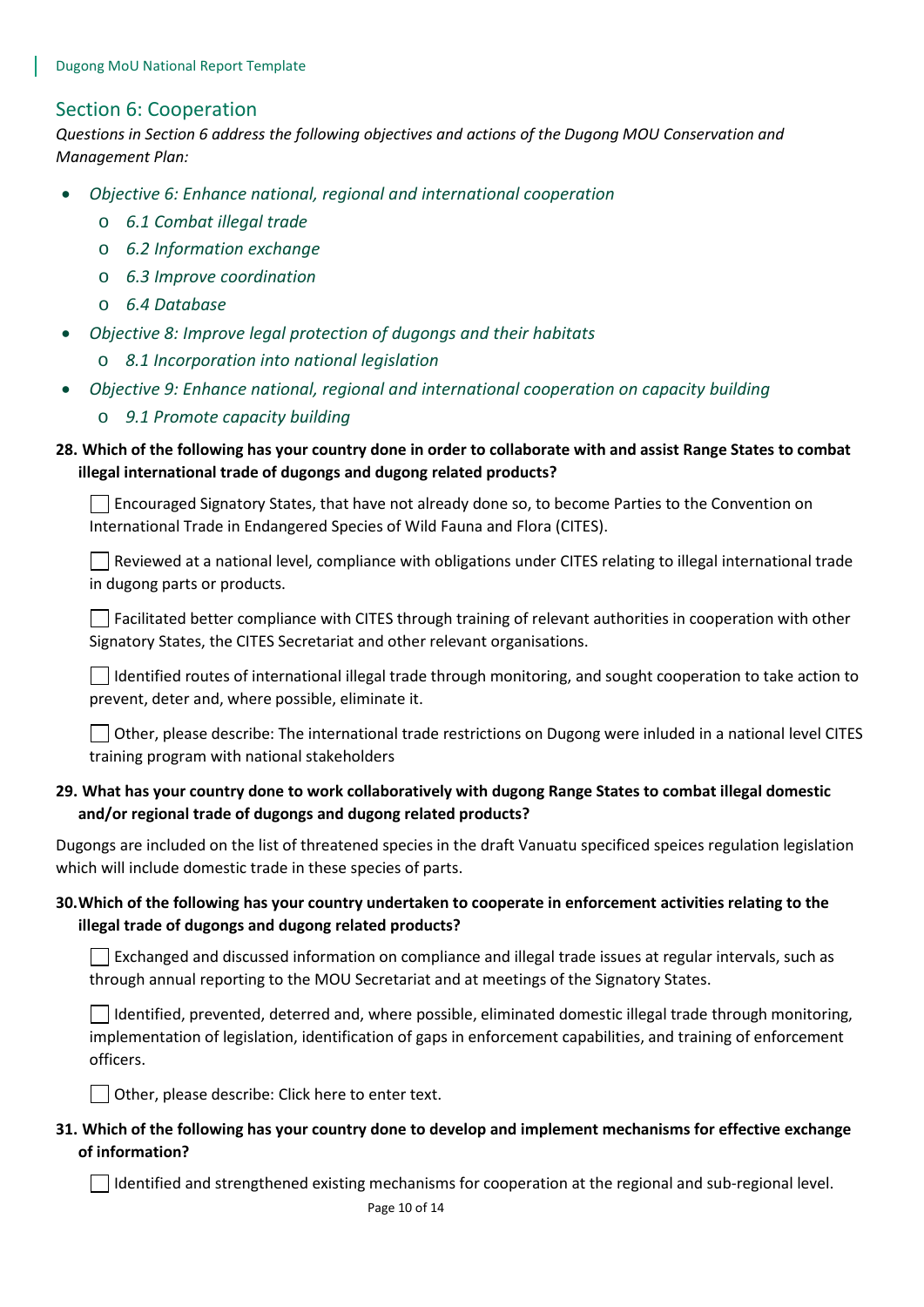## Section 6: Cooperation

*Questions in Section 6 address the following objectives and actions of the Dugong MOU Conservation and Management Plan:*

- *Objective 6: Enhance national, regional and international cooperation*
  - *6.1 Combat illegal trade*
  - *6.2 Information exchange*
  - *6.3 Improve coordination*
  - *6.4 Database*
- *Objective 8: Improve legal protection of dugongs and their habitats*
  - *8.1 Incorporation into national legislation*
- *Objective 9: Enhance national, regional and international cooperation on capacity building*
  - *9.1 Promote capacity building*

**28. Which of the following has your country done in order to collaborate with and assist Range States to combat illegal international trade of dugongs and dugong related products?**

☐ Encouraged Signatory States, that have not already done so, to become Parties to the Convention on International Trade in Endangered Species of Wild Fauna and Flora (CITES).

☐ Reviewed at a national level, compliance with obligations under CITES relating to illegal international trade in dugong parts or products.

☐ Facilitated better compliance with CITES through training of relevant authorities in cooperation with other Signatory States, the CITES Secretariat and other relevant organisations.

☐ Identified routes of international illegal trade through monitoring, and sought cooperation to take action to prevent, deter and, where possible, eliminate it.

☐ Other, please describe: The international trade restrictions on Dugong were inluded in a national level CITES training program with national stakeholders

**29. What has your country done to work collaboratively with dugong Range States to combat illegal domestic and/or regional trade of dugongs and dugong related products?**

Dugongs are included on the list of threatened species in the draft Vanuatu specificed speices regulation legislation which will include domestic trade in these species of parts.

**30. Which of the following has your country undertaken to cooperate in enforcement activities relating to the illegal trade of dugongs and dugong related products?**

☐ Exchanged and discussed information on compliance and illegal trade issues at regular intervals, such as through annual reporting to the MOU Secretariat and at meetings of the Signatory States.

☐ Identified, prevented, deterred and, where possible, eliminated domestic illegal trade through monitoring, implementation of legislation, identification of gaps in enforcement capabilities, and training of enforcement officers.

☐ Other, please describe: Click here to enter text.

**31. Which of the following has your country done to develop and implement mechanisms for effective exchange of information?**

☐ Identified and strengthened existing mechanisms for cooperation at the regional and sub-regional level.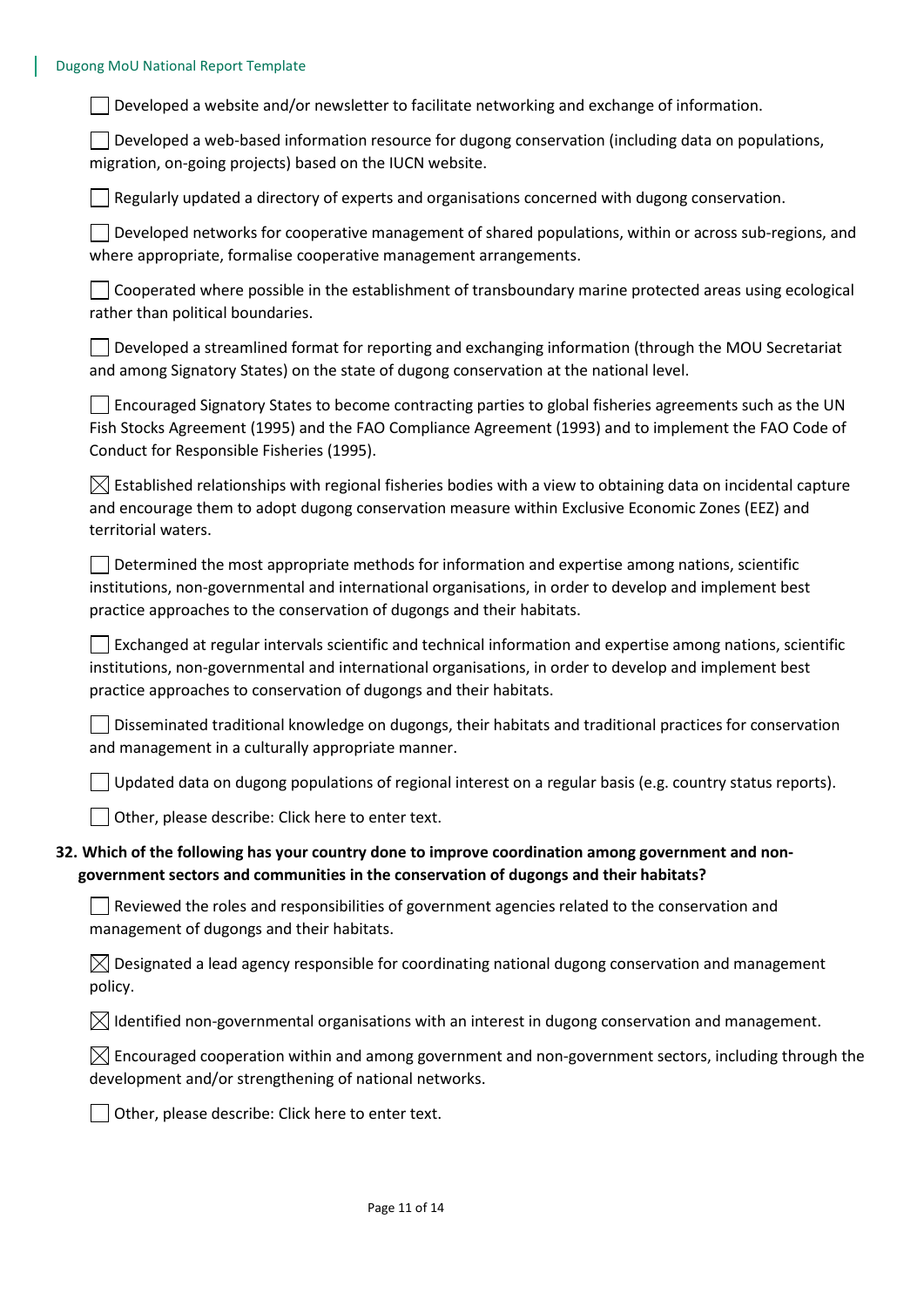☐ Developed a website and/or newsletter to facilitate networking and exchange of information.

☐ Developed a web-based information resource for dugong conservation (including data on populations, migration, on-going projects) based on the IUCN website.

☐ Regularly updated a directory of experts and organisations concerned with dugong conservation.

☐ Developed networks for cooperative management of shared populations, within or across sub-regions, and where appropriate, formalise cooperative management arrangements.

☐ Cooperated where possible in the establishment of transboundary marine protected areas using ecological rather than political boundaries.

☐ Developed a streamlined format for reporting and exchanging information (through the MOU Secretariat and among Signatory States) on the state of dugong conservation at the national level.

☐ Encouraged Signatory States to become contracting parties to global fisheries agreements such as the UN Fish Stocks Agreement (1995) and the FAO Compliance Agreement (1993) and to implement the FAO Code of Conduct for Responsible Fisheries (1995).

☒ Established relationships with regional fisheries bodies with a view to obtaining data on incidental capture and encourage them to adopt dugong conservation measure within Exclusive Economic Zones (EEZ) and territorial waters.

☐ Determined the most appropriate methods for information and expertise among nations, scientific institutions, non-governmental and international organisations, in order to develop and implement best practice approaches to the conservation of dugongs and their habitats.

☐ Exchanged at regular intervals scientific and technical information and expertise among nations, scientific institutions, non-governmental and international organisations, in order to develop and implement best practice approaches to conservation of dugongs and their habitats.

☐ Disseminated traditional knowledge on dugongs, their habitats and traditional practices for conservation and management in a culturally appropriate manner.

☐ Updated data on dugong populations of regional interest on a regular basis (e.g. country status reports).

☐ Other, please describe: Click here to enter text.

**32. Which of the following has your country done to improve coordination among government and non-government sectors and communities in the conservation of dugongs and their habitats?**

☐ Reviewed the roles and responsibilities of government agencies related to the conservation and management of dugongs and their habitats.

☒ Designated a lead agency responsible for coordinating national dugong conservation and management policy.

☒ Identified non-governmental organisations with an interest in dugong conservation and management.

☒ Encouraged cooperation within and among government and non-government sectors, including through the development and/or strengthening of national networks.

☐ Other, please describe: Click here to enter text.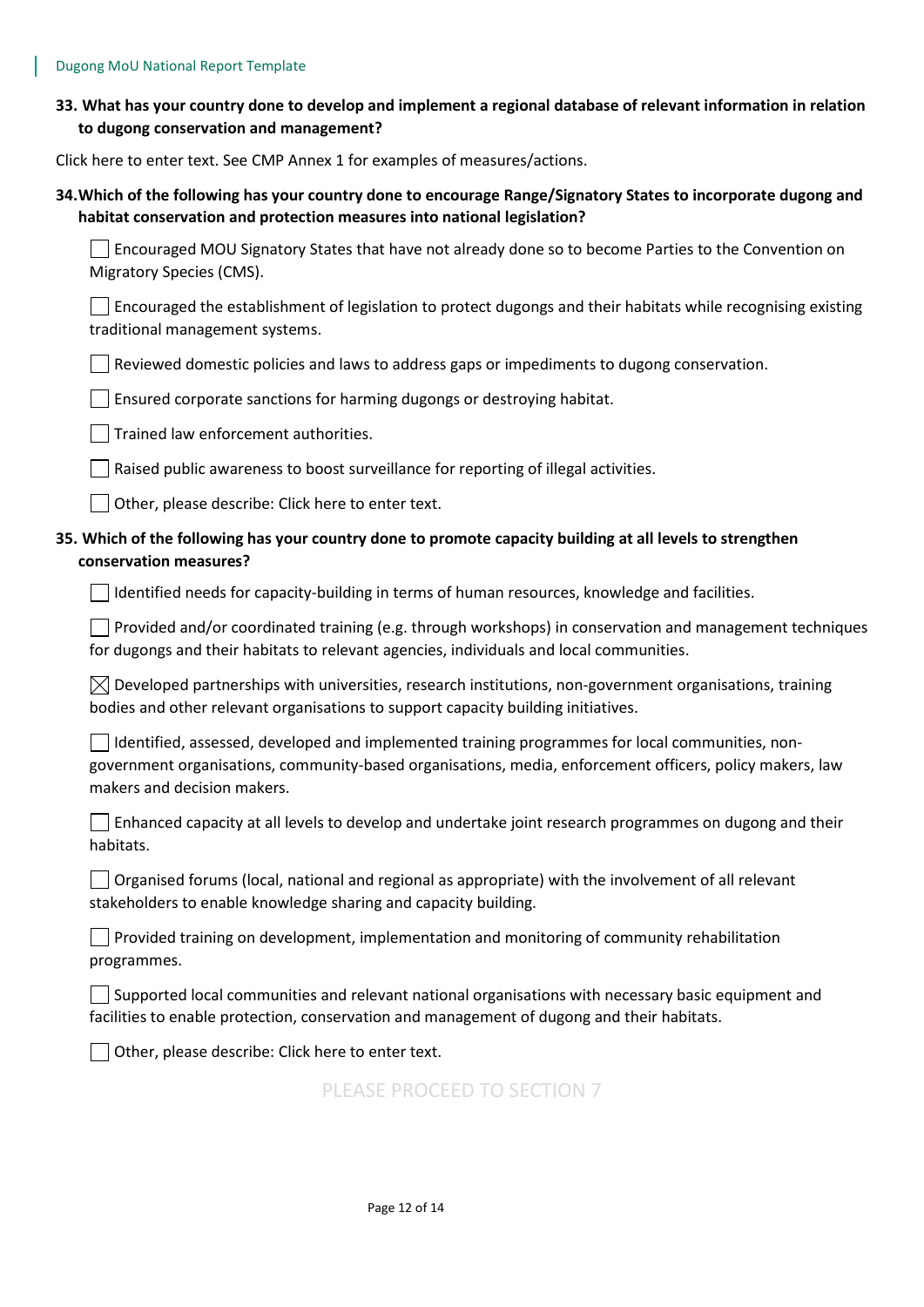**33. What has your country done to develop and implement a regional database of relevant information in relation to dugong conservation and management?**

Click here to enter text. See CMP Annex 1 for examples of measures/actions.

**34. Which of the following has your country done to encourage Range/Signatory States to incorporate dugong and habitat conservation and protection measures into national legislation?**

- ☐ Encouraged MOU Signatory States that have not already done so to become Parties to the Convention on Migratory Species (CMS).
- ☐ Encouraged the establishment of legislation to protect dugongs and their habitats while recognising existing traditional management systems.
- ☐ Reviewed domestic policies and laws to address gaps or impediments to dugong conservation.
- ☐ Ensured corporate sanctions for harming dugongs or destroying habitat.
- ☐ Trained law enforcement authorities.
- ☐ Raised public awareness to boost surveillance for reporting of illegal activities.
- ☐ Other, please describe: Click here to enter text.

**35. Which of the following has your country done to promote capacity building at all levels to strengthen conservation measures?**

- ☐ Identified needs for capacity-building in terms of human resources, knowledge and facilities.
- ☐ Provided and/or coordinated training (e.g. through workshops) in conservation and management techniques for dugongs and their habitats to relevant agencies, individuals and local communities.
- ☒ Developed partnerships with universities, research institutions, non-government organisations, training bodies and other relevant organisations to support capacity building initiatives.
- ☐ Identified, assessed, developed and implemented training programmes for local communities, non-government organisations, community-based organisations, media, enforcement officers, policy makers, law makers and decision makers.
- ☐ Enhanced capacity at all levels to develop and undertake joint research programmes on dugong and their habitats.
- ☐ Organised forums (local, national and regional as appropriate) with the involvement of all relevant stakeholders to enable knowledge sharing and capacity building.
- ☐ Provided training on development, implementation and monitoring of community rehabilitation programmes.
- ☐ Supported local communities and relevant national organisations with necessary basic equipment and facilities to enable protection, conservation and management of dugong and their habitats.
- ☐ Other, please describe: Click here to enter text.

PLEASE PROCEED TO SECTION 7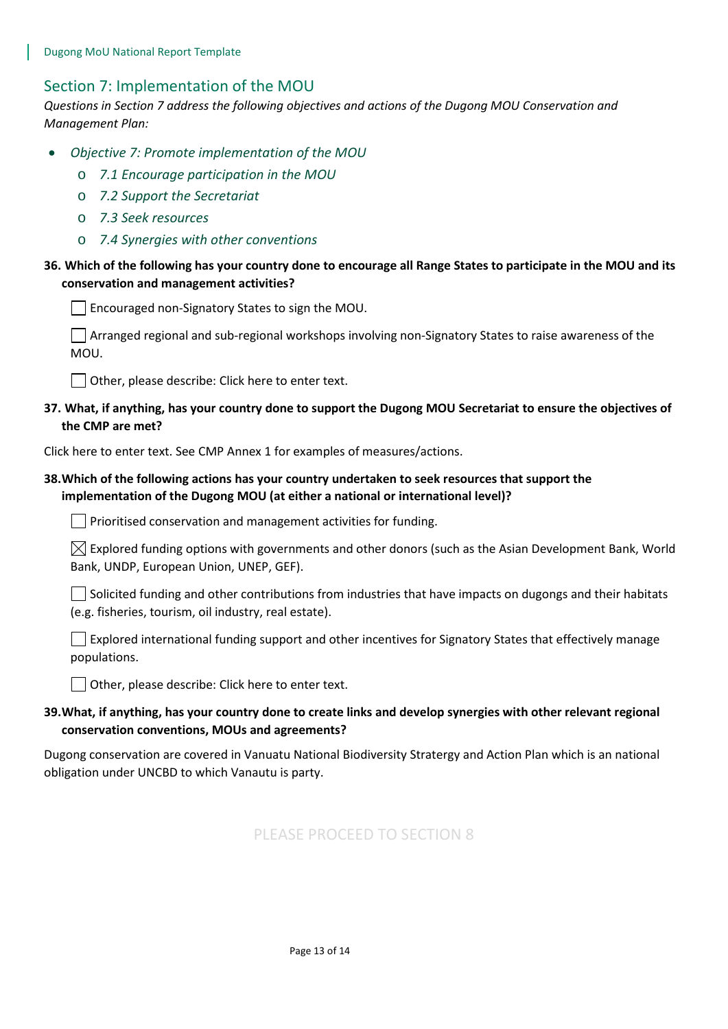## Section 7: Implementation of the MOU

*Questions in Section 7 address the following objectives and actions of the Dugong MOU Conservation and Management Plan:*

- *Objective 7: Promote implementation of the MOU*
  - *7.1 Encourage participation in the MOU*
  - *7.2 Support the Secretariat*
  - *7.3 Seek resources*
  - *7.4 Synergies with other conventions*

**36. Which of the following has your country done to encourage all Range States to participate in the MOU and its conservation and management activities?**

☐ Encouraged non-Signatory States to sign the MOU.

☐ Arranged regional and sub-regional workshops involving non-Signatory States to raise awareness of the MOU.

☐ Other, please describe: Click here to enter text.

**37. What, if anything, has your country done to support the Dugong MOU Secretariat to ensure the objectives of the CMP are met?**

Click here to enter text. See CMP Annex 1 for examples of measures/actions.

**38. Which of the following actions has your country undertaken to seek resources that support the implementation of the Dugong MOU (at either a national or international level)?**

☐ Prioritised conservation and management activities for funding.

☒ Explored funding options with governments and other donors (such as the Asian Development Bank, World Bank, UNDP, European Union, UNEP, GEF).

☐ Solicited funding and other contributions from industries that have impacts on dugongs and their habitats (e.g. fisheries, tourism, oil industry, real estate).

☐ Explored international funding support and other incentives for Signatory States that effectively manage populations.

☐ Other, please describe: Click here to enter text.

**39. What, if anything, has your country done to create links and develop synergies with other relevant regional conservation conventions, MOUs and agreements?**

Dugong conservation are covered in Vanuatu National Biodiversity Stratergy and Action Plan which is an national obligation under UNCBD to which Vanautu is party.

PLEASE PROCEED TO SECTION 8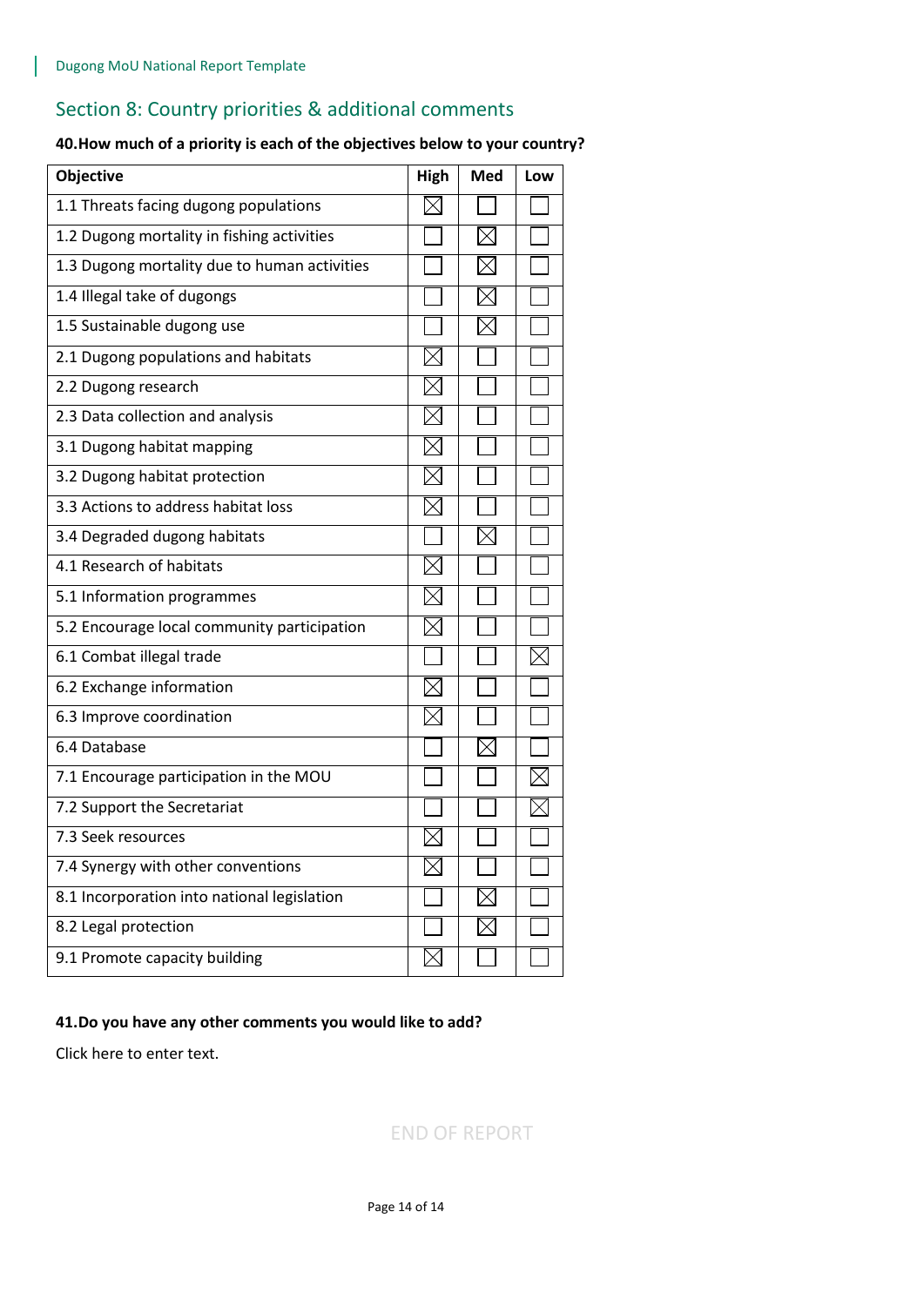## Section 8: Country priorities & additional comments

**40. How much of a priority is each of the objectives below to your country?**

| Objective | High | Med | Low |
|---|---|---|---|
| 1.1 Threats facing dugong populations | ☒ | ☐ | ☐ |
| 1.2 Dugong mortality in fishing activities | ☐ | ☒ | ☐ |
| 1.3 Dugong mortality due to human activities | ☐ | ☒ | ☐ |
| 1.4 Illegal take of dugongs | ☐ | ☒ | ☐ |
| 1.5 Sustainable dugong use | ☐ | ☒ | ☐ |
| 2.1 Dugong populations and habitats | ☒ | ☐ | ☐ |
| 2.2 Dugong research | ☒ | ☐ | ☐ |
| 2.3 Data collection and analysis | ☒ | ☐ | ☐ |
| 3.1 Dugong habitat mapping | ☒ | ☐ | ☐ |
| 3.2 Dugong habitat protection | ☒ | ☐ | ☐ |
| 3.3 Actions to address habitat loss | ☒ | ☐ | ☐ |
| 3.4 Degraded dugong habitats | ☐ | ☒ | ☐ |
| 4.1 Research of habitats | ☒ | ☐ | ☐ |
| 5.1 Information programmes | ☒ | ☐ | ☐ |
| 5.2 Encourage local community participation | ☒ | ☐ | ☐ |
| 6.1 Combat illegal trade | ☐ | ☐ | ☒ |
| 6.2 Exchange information | ☒ | ☐ | ☐ |
| 6.3 Improve coordination | ☒ | ☐ | ☐ |
| 6.4 Database | ☐ | ☒ | ☐ |
| 7.1 Encourage participation in the MOU | ☐ | ☐ | ☒ |
| 7.2 Support the Secretariat | ☐ | ☐ | ☒ |
| 7.3 Seek resources | ☒ | ☐ | ☐ |
| 7.4 Synergy with other conventions | ☒ | ☐ | ☐ |
| 8.1 Incorporation into national legislation | ☐ | ☒ | ☐ |
| 8.2 Legal protection | ☐ | ☒ | ☐ |
| 9.1 Promote capacity building | ☒ | ☐ | ☐ |

**41. Do you have any other comments you would like to add?**

Click here to enter text.

END OF REPORT